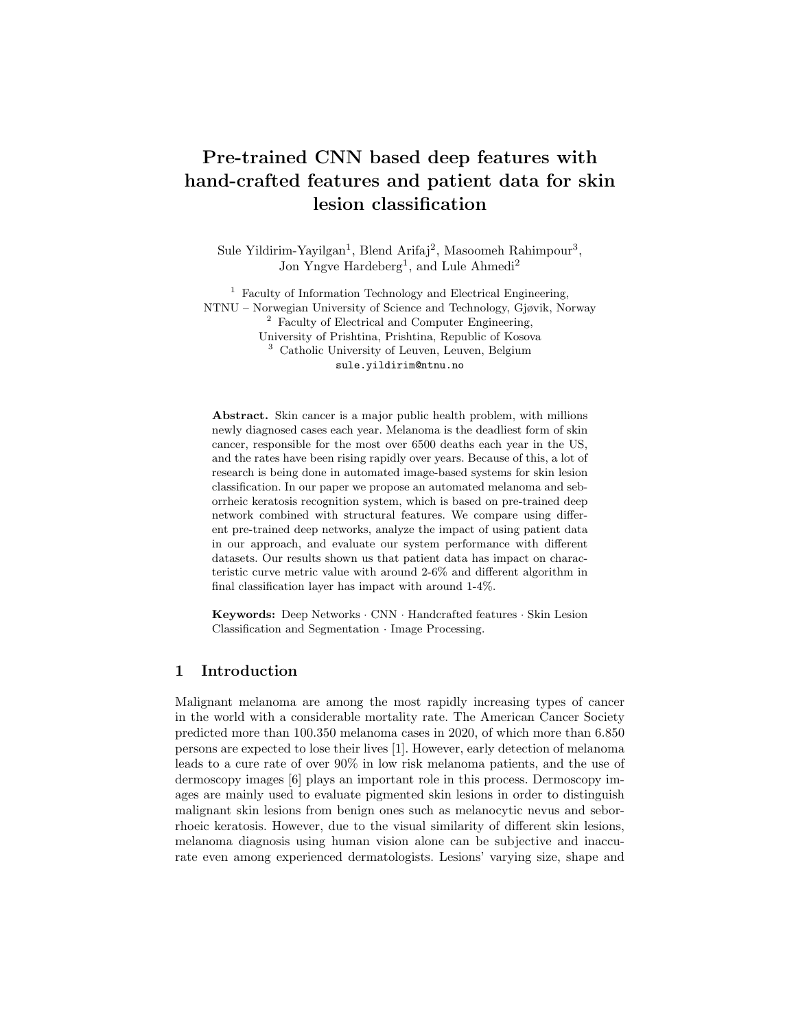# Pre-trained CNN based deep features with hand-crafted features and patient data for skin lesion classification

Sule Yildirim-Yayilgan[1], Blend Arifaj[2], Masoomeh Rahimpour[3], Jon Yngve Hardeberg[1], and Lule Ahmedi[2]

[1] Faculty of Information Technology and Electrical Engineering, NTNU – Norwegian University of Science and Technology, Gjøvik, Norway
[2] Faculty of Electrical and Computer Engineering, University of Prishtina, Prishtina, Republic of Kosova
[3] Catholic University of Leuven, Leuven, Belgium
sule.yildirim@ntnu.no

**Abstract.** Skin cancer is a major public health problem, with millions newly diagnosed cases each year. Melanoma is the deadliest form of skin cancer, responsible for the most over 6500 deaths each year in the US, and the rates have been rising rapidly over years. Because of this, a lot of research is being done in automated image-based systems for skin lesion classification. In our paper we propose an automated melanoma and seborrheic keratosis recognition system, which is based on pre-trained deep network combined with structural features. We compare using different pre-trained deep networks, analyze the impact of using patient data in our approach, and evaluate our system performance with different datasets. Our results shown us that patient data has impact on characteristic curve metric value with around 2-6% and different algorithm in final classification layer has impact with around 1-4%.

**Keywords:** Deep Networks · CNN · Handcrafted features · Skin Lesion Classification and Segmentation · Image Processing.

## 1 Introduction

Malignant melanoma are among the most rapidly increasing types of cancer in the world with a considerable mortality rate. The American Cancer Society predicted more than 100.350 melanoma cases in 2020, of which more than 6.850 persons are expected to lose their lives [1]. However, early detection of melanoma leads to a cure rate of over 90% in low risk melanoma patients, and the use of dermoscopy images [6] plays an important role in this process. Dermoscopy images are mainly used to evaluate pigmented skin lesions in order to distinguish malignant skin lesions from benign ones such as melanocytic nevus and seborrhoeic keratosis. However, due to the visual similarity of different skin lesions, melanoma diagnosis using human vision alone can be subjective and inaccurate even among experienced dermatologists. Lesions' varying size, shape and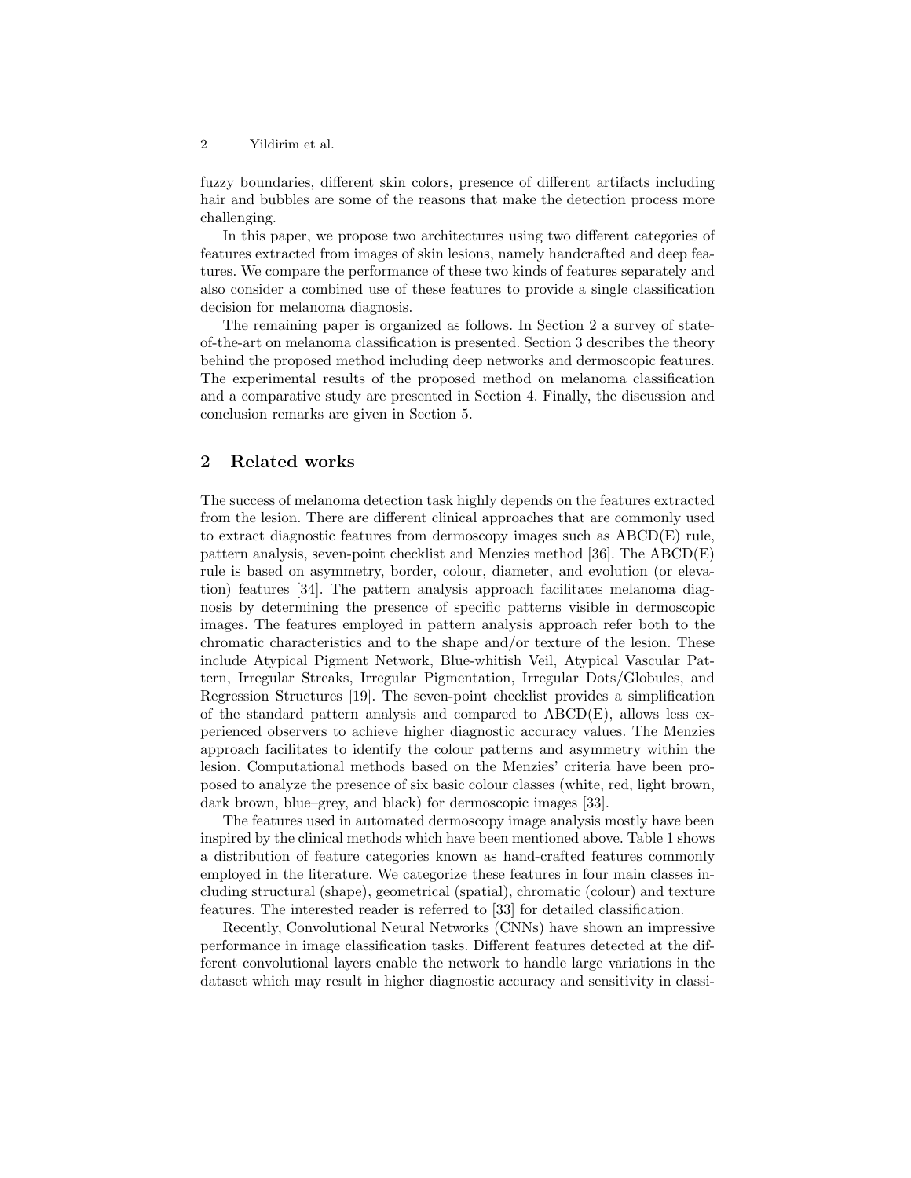fuzzy boundaries, different skin colors, presence of different artifacts including hair and bubbles are some of the reasons that make the detection process more challenging.

In this paper, we propose two architectures using two different categories of features extracted from images of skin lesions, namely handcrafted and deep features. We compare the performance of these two kinds of features separately and also consider a combined use of these features to provide a single classification decision for melanoma diagnosis.

The remaining paper is organized as follows. In Section 2 a survey of state-of-the-art on melanoma classification is presented. Section 3 describes the theory behind the proposed method including deep networks and dermoscopic features. The experimental results of the proposed method on melanoma classification and a comparative study are presented in Section 4. Finally, the discussion and conclusion remarks are given in Section 5.

## 2 Related works

The success of melanoma detection task highly depends on the features extracted from the lesion. There are different clinical approaches that are commonly used to extract diagnostic features from dermoscopy images such as ABCD(E) rule, pattern analysis, seven-point checklist and Menzies method [36]. The ABCD(E) rule is based on asymmetry, border, colour, diameter, and evolution (or elevation) features [34]. The pattern analysis approach facilitates melanoma diagnosis by determining the presence of specific patterns visible in dermoscopic images. The features employed in pattern analysis approach refer both to the chromatic characteristics and to the shape and/or texture of the lesion. These include Atypical Pigment Network, Blue-whitish Veil, Atypical Vascular Pattern, Irregular Streaks, Irregular Pigmentation, Irregular Dots/Globules, and Regression Structures [19]. The seven-point checklist provides a simplification of the standard pattern analysis and compared to ABCD(E), allows less experienced observers to achieve higher diagnostic accuracy values. The Menzies approach facilitates to identify the colour patterns and asymmetry within the lesion. Computational methods based on the Menzies' criteria have been proposed to analyze the presence of six basic colour classes (white, red, light brown, dark brown, blue–grey, and black) for dermoscopic images [33].

The features used in automated dermoscopy image analysis mostly have been inspired by the clinical methods which have been mentioned above. Table 1 shows a distribution of feature categories known as hand-crafted features commonly employed in the literature. We categorize these features in four main classes including structural (shape), geometrical (spatial), chromatic (colour) and texture features. The interested reader is referred to [33] for detailed classification.

Recently, Convolutional Neural Networks (CNNs) have shown an impressive performance in image classification tasks. Different features detected at the different convolutional layers enable the network to handle large variations in the dataset which may result in higher diagnostic accuracy and sensitivity in classi-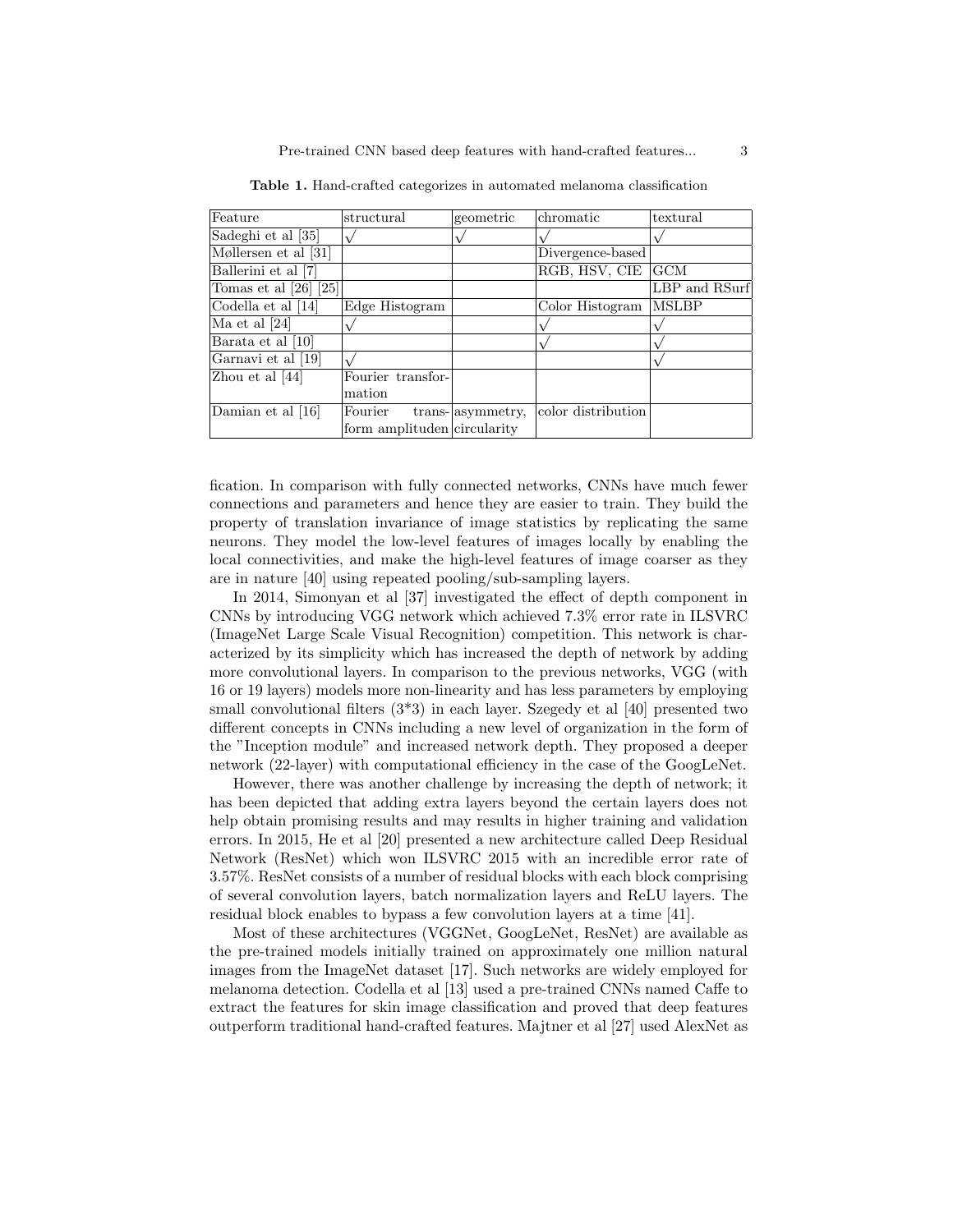**Table 1.** Hand-crafted categorizes in automated melanoma classification

| Feature | structural | geometric | chromatic | textural |
| --- | --- | --- | --- | --- |
| Sadeghi et al [35] | √ | √ | √ | √ |
| Møllersen et al [31] | | | Divergence-based | |
| Ballerini et al [7] | | | RGB, HSV, CIE | GCM |
| Tomas et al [26] [25] | | | | LBP and RSurf |
| Codella et al [14] | Edge Histogram | | Color Histogram | MSLBP |
| Ma et al [24] | √ | | √ | √ |
| Barata et al [10] | | | √ | √ |
| Garnavi et al [19] | √ | | | √ |
| Zhou et al [44] | Fourier transformation | | | |
| Damian et al [16] | Fourier transform amplituden | asymmetry, circularity | color distribution | |

fication. In comparison with fully connected networks, CNNs have much fewer connections and parameters and hence they are easier to train. They build the property of translation invariance of image statistics by replicating the same neurons. They model the low-level features of images locally by enabling the local connectivities, and make the high-level features of image coarser as they are in nature [40] using repeated pooling/sub-sampling layers.

In 2014, Simonyan et al [37] investigated the effect of depth component in CNNs by introducing VGG network which achieved 7.3% error rate in ILSVRC (ImageNet Large Scale Visual Recognition) competition. This network is characterized by its simplicity which has increased the depth of network by adding more convolutional layers. In comparison to the previous networks, VGG (with 16 or 19 layers) models more non-linearity and has less parameters by employing small convolutional filters (3*3) in each layer. Szegedy et al [40] presented two different concepts in CNNs including a new level of organization in the form of the "Inception module" and increased network depth. They proposed a deeper network (22-layer) with computational efficiency in the case of the GoogLeNet.

However, there was another challenge by increasing the depth of network; it has been depicted that adding extra layers beyond the certain layers does not help obtain promising results and may results in higher training and validation errors. In 2015, He et al [20] presented a new architecture called Deep Residual Network (ResNet) which won ILSVRC 2015 with an incredible error rate of 3.57%. ResNet consists of a number of residual blocks with each block comprising of several convolution layers, batch normalization layers and ReLU layers. The residual block enables to bypass a few convolution layers at a time [41].

Most of these architectures (VGGNet, GoogLeNet, ResNet) are available as the pre-trained models initially trained on approximately one million natural images from the ImageNet dataset [17]. Such networks are widely employed for melanoma detection. Codella et al [13] used a pre-trained CNNs named Caffe to extract the features for skin image classification and proved that deep features outperform traditional hand-crafted features. Majtner et al [27] used AlexNet as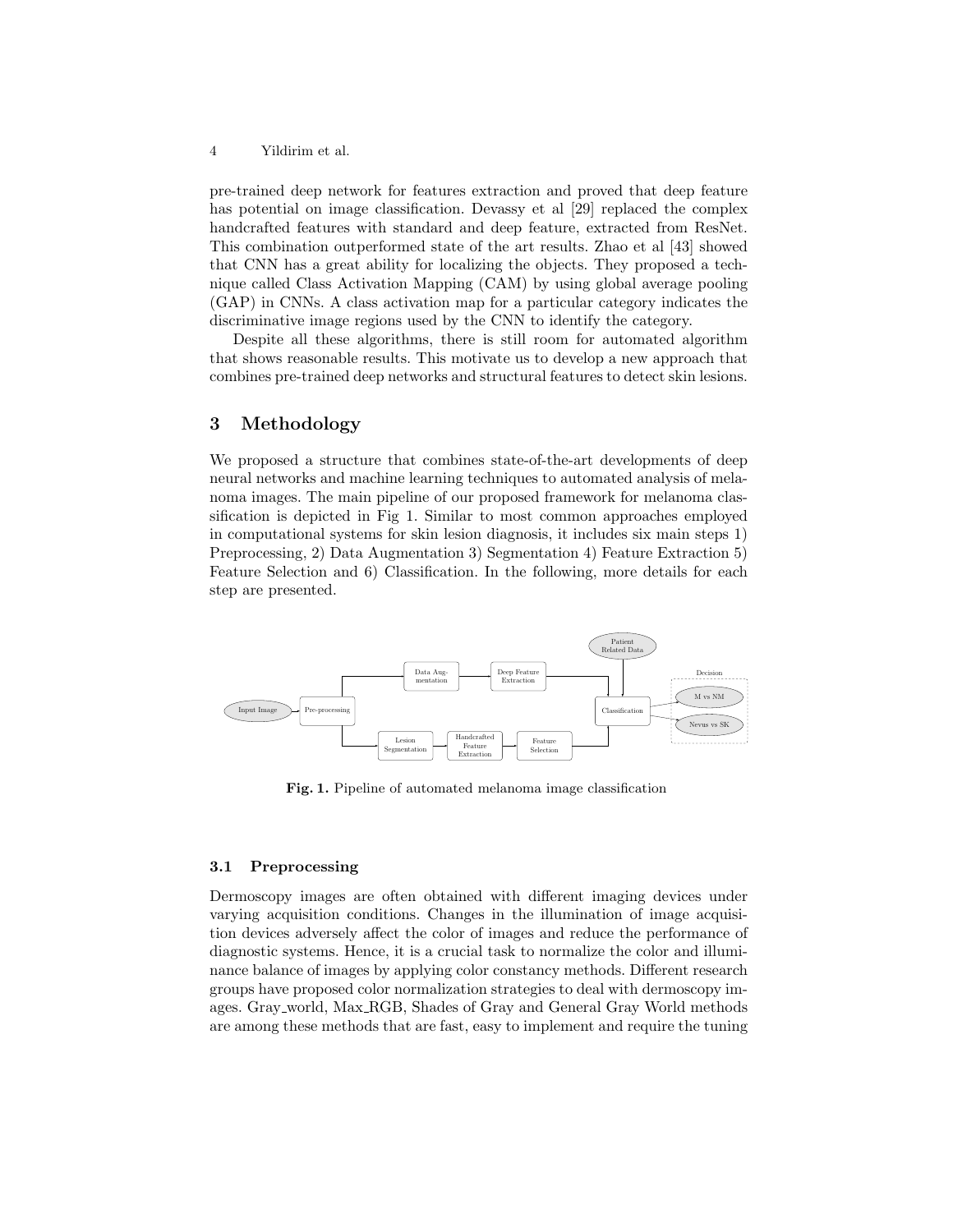pre-trained deep network for features extraction and proved that deep feature has potential on image classification. Devassy et al [29] replaced the complex handcrafted features with standard and deep feature, extracted from ResNet. This combination outperformed state of the art results. Zhao et al [43] showed that CNN has a great ability for localizing the objects. They proposed a technique called Class Activation Mapping (CAM) by using global average pooling (GAP) in CNNs. A class activation map for a particular category indicates the discriminative image regions used by the CNN to identify the category.

Despite all these algorithms, there is still room for automated algorithm that shows reasonable results. This motivate us to develop a new approach that combines pre-trained deep networks and structural features to detect skin lesions.

## 3 Methodology

We proposed a structure that combines state-of-the-art developments of deep neural networks and machine learning techniques to automated analysis of melanoma images. The main pipeline of our proposed framework for melanoma classification is depicted in Fig 1. Similar to most common approaches employed in computational systems for skin lesion diagnosis, it includes six main steps 1) Preprocessing, 2) Data Augmentation 3) Segmentation 4) Feature Extraction 5) Feature Selection and 6) Classification. In the following, more details for each step are presented.

**Fig. 1.** Pipeline of automated melanoma image classification

### 3.1 Preprocessing

Dermoscopy images are often obtained with different imaging devices under varying acquisition conditions. Changes in the illumination of image acquisition devices adversely affect the color of images and reduce the performance of diagnostic systems. Hence, it is a crucial task to normalize the color and illuminance balance of images by applying color constancy methods. Different research groups have proposed color normalization strategies to deal with dermoscopy images. Gray_world, Max_RGB, Shades of Gray and General Gray World methods are among these methods that are fast, easy to implement and require the tuning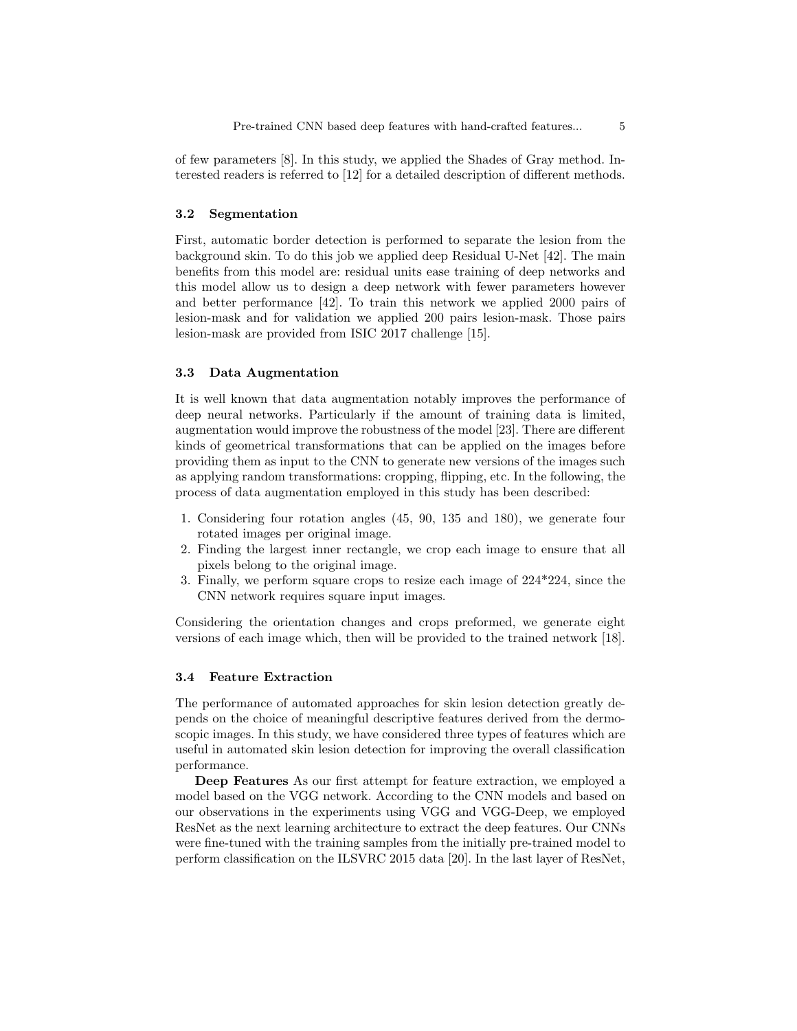of few parameters [8]. In this study, we applied the Shades of Gray method. Interested readers is referred to [12] for a detailed description of different methods.

### 3.2 Segmentation

First, automatic border detection is performed to separate the lesion from the background skin. To do this job we applied deep Residual U-Net [42]. The main benefits from this model are: residual units ease training of deep networks and this model allow us to design a deep network with fewer parameters however and better performance [42]. To train this network we applied 2000 pairs of lesion-mask and for validation we applied 200 pairs lesion-mask. Those pairs lesion-mask are provided from ISIC 2017 challenge [15].

### 3.3 Data Augmentation

It is well known that data augmentation notably improves the performance of deep neural networks. Particularly if the amount of training data is limited, augmentation would improve the robustness of the model [23]. There are different kinds of geometrical transformations that can be applied on the images before providing them as input to the CNN to generate new versions of the images such as applying random transformations: cropping, flipping, etc. In the following, the process of data augmentation employed in this study has been described:

1. Considering four rotation angles (45, 90, 135 and 180), we generate four rotated images per original image.
2. Finding the largest inner rectangle, we crop each image to ensure that all pixels belong to the original image.
3. Finally, we perform square crops to resize each image of 224*224, since the CNN network requires square input images.

Considering the orientation changes and crops preformed, we generate eight versions of each image which, then will be provided to the trained network [18].

### 3.4 Feature Extraction

The performance of automated approaches for skin lesion detection greatly depends on the choice of meaningful descriptive features derived from the dermoscopic images. In this study, we have considered three types of features which are useful in automated skin lesion detection for improving the overall classification performance.

**Deep Features** As our first attempt for feature extraction, we employed a model based on the VGG network. According to the CNN models and based on our observations in the experiments using VGG and VGG-Deep, we employed ResNet as the next learning architecture to extract the deep features. Our CNNs were fine-tuned with the training samples from the initially pre-trained model to perform classification on the ILSVRC 2015 data [20]. In the last layer of ResNet,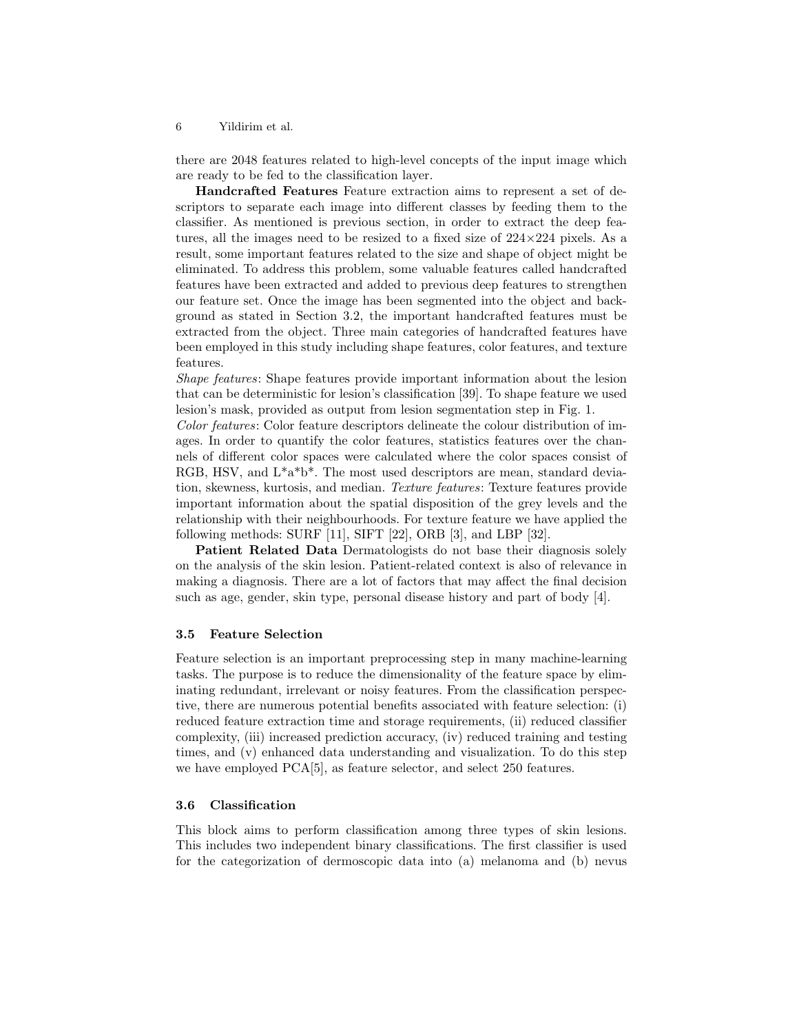there are 2048 features related to high-level concepts of the input image which are ready to be fed to the classification layer.

**Handcrafted Features** Feature extraction aims to represent a set of descriptors to separate each image into different classes by feeding them to the classifier. As mentioned is previous section, in order to extract the deep features, all the images need to be resized to a fixed size of 224×224 pixels. As a result, some important features related to the size and shape of object might be eliminated. To address this problem, some valuable features called handcrafted features have been extracted and added to previous deep features to strengthen our feature set. Once the image has been segmented into the object and background as stated in Section 3.2, the important handcrafted features must be extracted from the object. Three main categories of handcrafted features have been employed in this study including shape features, color features, and texture features.

*Shape features*: Shape features provide important information about the lesion that can be deterministic for lesion's classification [39]. To shape feature we used lesion's mask, provided as output from lesion segmentation step in Fig. 1.

*Color features*: Color feature descriptors delineate the colour distribution of images. In order to quantify the color features, statistics features over the channels of different color spaces were calculated where the color spaces consist of RGB, HSV, and L*a*b*. The most used descriptors are mean, standard deviation, skewness, kurtosis, and median. *Texture features*: Texture features provide important information about the spatial disposition of the grey levels and the relationship with their neighbourhoods. For texture feature we have applied the following methods: SURF [11], SIFT [22], ORB [3], and LBP [32].

**Patient Related Data** Dermatologists do not base their diagnosis solely on the analysis of the skin lesion. Patient-related context is also of relevance in making a diagnosis. There are a lot of factors that may affect the final decision such as age, gender, skin type, personal disease history and part of body [4].

### 3.5 Feature Selection

Feature selection is an important preprocessing step in many machine-learning tasks. The purpose is to reduce the dimensionality of the feature space by eliminating redundant, irrelevant or noisy features. From the classification perspective, there are numerous potential benefits associated with feature selection: (i) reduced feature extraction time and storage requirements, (ii) reduced classifier complexity, (iii) increased prediction accuracy, (iv) reduced training and testing times, and (v) enhanced data understanding and visualization. To do this step we have employed PCA[5], as feature selector, and select 250 features.

### 3.6 Classification

This block aims to perform classification among three types of skin lesions. This includes two independent binary classifications. The first classifier is used for the categorization of dermoscopic data into (a) melanoma and (b) nevus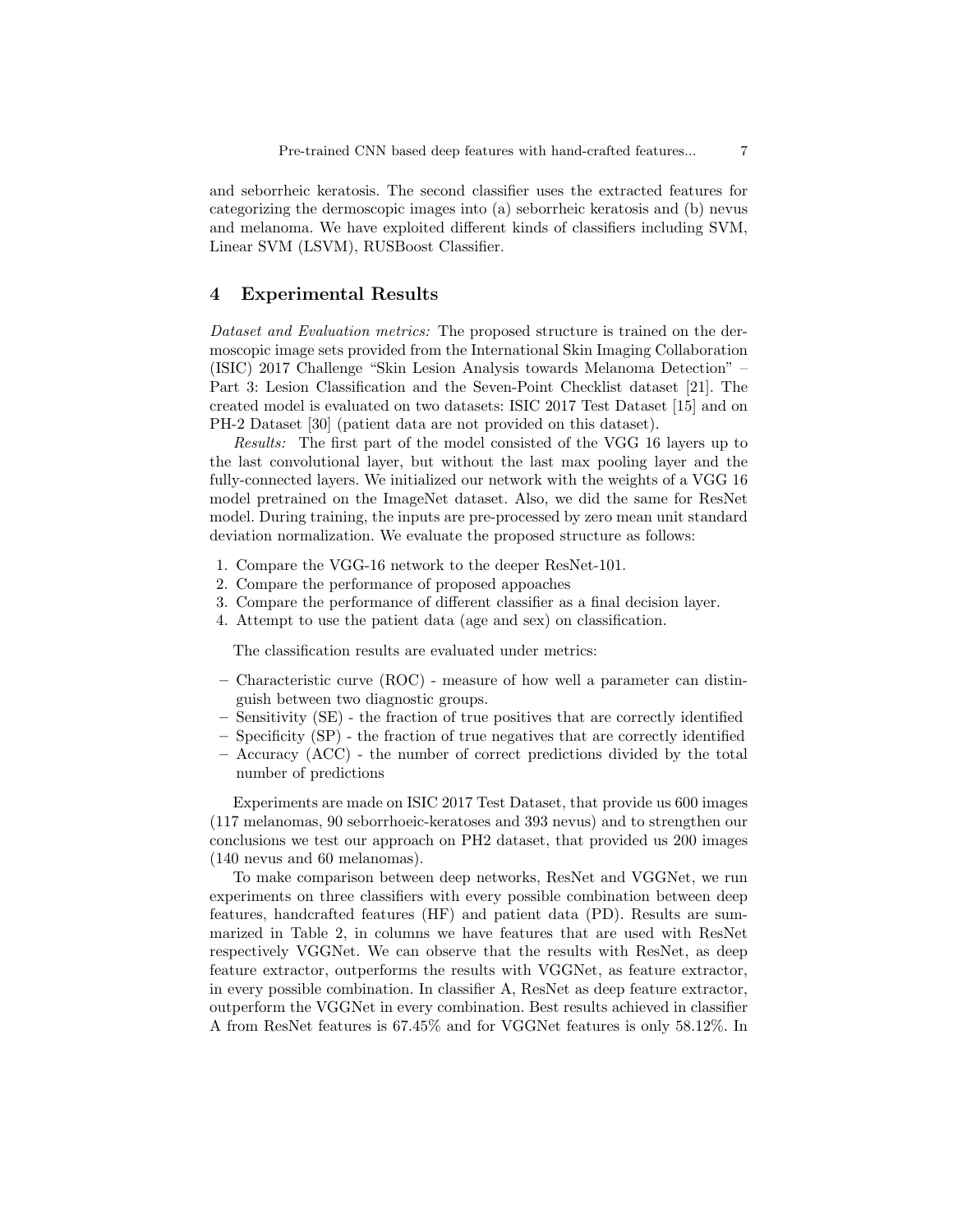and seborrheic keratosis. The second classifier uses the extracted features for categorizing the dermoscopic images into (a) seborrheic keratosis and (b) nevus and melanoma. We have exploited different kinds of classifiers including SVM, Linear SVM (LSVM), RUSBoost Classifier.

## 4 Experimental Results

*Dataset and Evaluation metrics:* The proposed structure is trained on the dermoscopic image sets provided from the International Skin Imaging Collaboration (ISIC) 2017 Challenge "Skin Lesion Analysis towards Melanoma Detection" – Part 3: Lesion Classification and the Seven-Point Checklist dataset [21]. The created model is evaluated on two datasets: ISIC 2017 Test Dataset [15] and on PH-2 Dataset [30] (patient data are not provided on this dataset).

*Results:* The first part of the model consisted of the VGG 16 layers up to the last convolutional layer, but without the last max pooling layer and the fully-connected layers. We initialized our network with the weights of a VGG 16 model pretrained on the ImageNet dataset. Also, we did the same for ResNet model. During training, the inputs are pre-processed by zero mean unit standard deviation normalization. We evaluate the proposed structure as follows:

1. Compare the VGG-16 network to the deeper ResNet-101.
2. Compare the performance of proposed appoaches
3. Compare the performance of different classifier as a final decision layer.
4. Attempt to use the patient data (age and sex) on classification.

The classification results are evaluated under metrics:

- Characteristic curve (ROC) - measure of how well a parameter can distinguish between two diagnostic groups.
- Sensitivity (SE) - the fraction of true positives that are correctly identified
- Specificity (SP) - the fraction of true negatives that are correctly identified
- Accuracy (ACC) - the number of correct predictions divided by the total number of predictions

Experiments are made on ISIC 2017 Test Dataset, that provide us 600 images (117 melanomas, 90 seborrhoeic-keratoses and 393 nevus) and to strengthen our conclusions we test our approach on PH2 dataset, that provided us 200 images (140 nevus and 60 melanomas).

To make comparison between deep networks, ResNet and VGGNet, we run experiments on three classifiers with every possible combination between deep features, handcrafted features (HF) and patient data (PD). Results are summarized in Table 2, in columns we have features that are used with ResNet respectively VGGNet. We can observe that the results with ResNet, as deep feature extractor, outperforms the results with VGGNet, as feature extractor, in every possible combination. In classifier A, ResNet as deep feature extractor, outperform the VGGNet in every combination. Best results achieved in classifier A from ResNet features is 67.45% and for VGGNet features is only 58.12%. In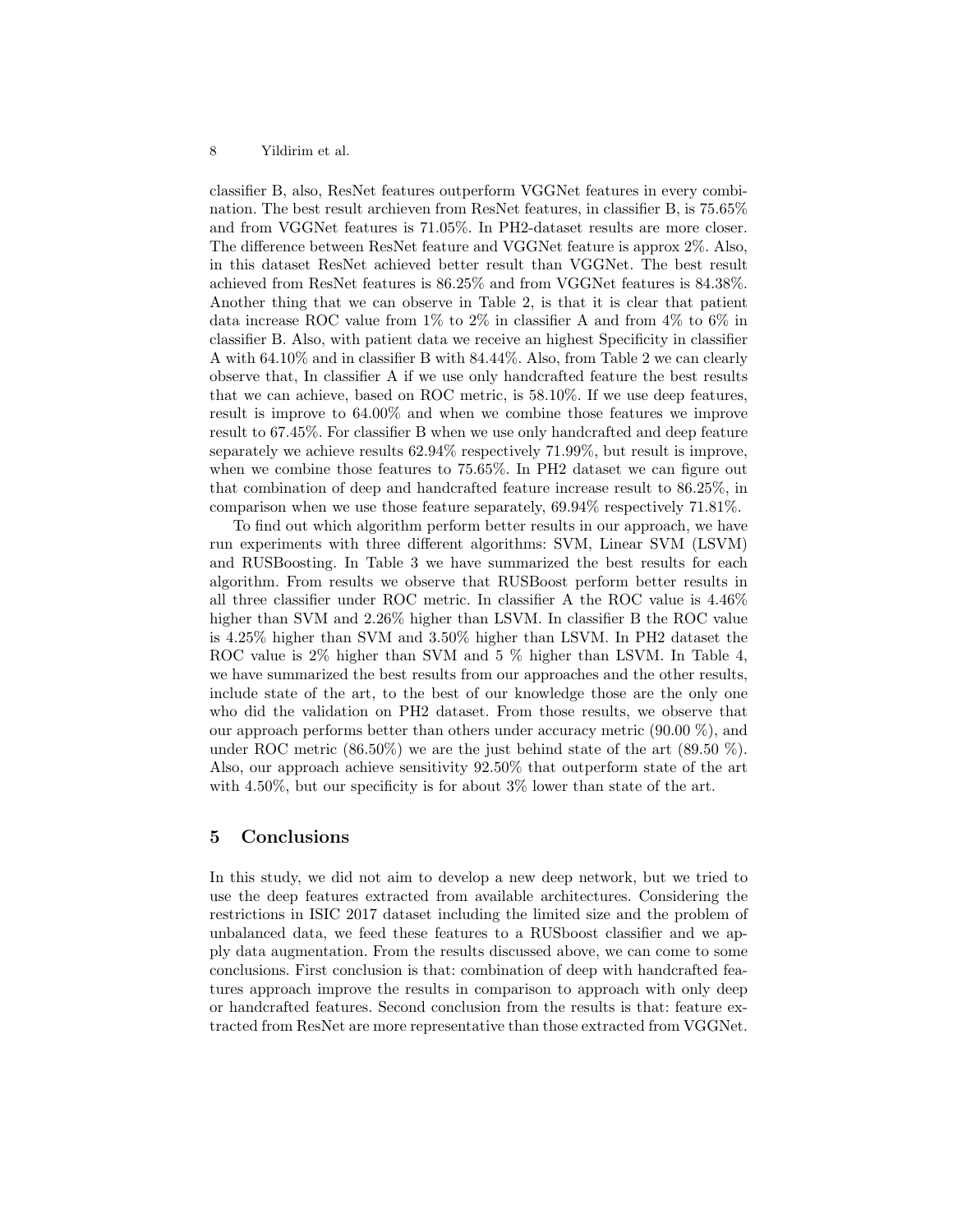classifier B, also, ResNet features outperform VGGNet features in every combination. The best result archieven from ResNet features, in classifier B, is 75.65% and from VGGNet features is 71.05%. In PH2-dataset results are more closer. The difference between ResNet feature and VGGNet feature is approx 2%. Also, in this dataset ResNet achieved better result than VGGNet. The best result achieved from ResNet features is 86.25% and from VGGNet features is 84.38%. Another thing that we can observe in Table 2, is that it is clear that patient data increase ROC value from 1% to 2% in classifier A and from 4% to 6% in classifier B. Also, with patient data we receive an highest Specificity in classifier A with 64.10% and in classifier B with 84.44%. Also, from Table 2 we can clearly observe that, In classifier A if we use only handcrafted feature the best results that we can achieve, based on ROC metric, is 58.10%. If we use deep features, result is improve to 64.00% and when we combine those features we improve result to 67.45%. For classifier B when we use only handcrafted and deep feature separately we achieve results 62.94% respectively 71.99%, but result is improve, when we combine those features to 75.65%. In PH2 dataset we can figure out that combination of deep and handcrafted feature increase result to 86.25%, in comparison when we use those feature separately, 69.94% respectively 71.81%.

To find out which algorithm perform better results in our approach, we have run experiments with three different algorithms: SVM, Linear SVM (LSVM) and RUSBoosting. In Table 3 we have summarized the best results for each algorithm. From results we observe that RUSBoost perform better results in all three classifier under ROC metric. In classifier A the ROC value is 4.46% higher than SVM and 2.26% higher than LSVM. In classifier B the ROC value is 4.25% higher than SVM and 3.50% higher than LSVM. In PH2 dataset the ROC value is 2% higher than SVM and 5 % higher than LSVM. In Table 4, we have summarized the best results from our approaches and the other results, include state of the art, to the best of our knowledge those are the only one who did the validation on PH2 dataset. From those results, we observe that our approach performs better than others under accuracy metric (90.00 %), and under ROC metric (86.50%) we are the just behind state of the art (89.50 %). Also, our approach achieve sensitivity 92.50% that outperform state of the art with 4.50%, but our specificity is for about 3% lower than state of the art.

## 5 Conclusions

In this study, we did not aim to develop a new deep network, but we tried to use the deep features extracted from available architectures. Considering the restrictions in ISIC 2017 dataset including the limited size and the problem of unbalanced data, we feed these features to a RUSboost classifier and we apply data augmentation. From the results discussed above, we can come to some conclusions. First conclusion is that: combination of deep with handcrafted features approach improve the results in comparison to approach with only deep or handcrafted features. Second conclusion from the results is that: feature extracted from ResNet are more representative than those extracted from VGGNet.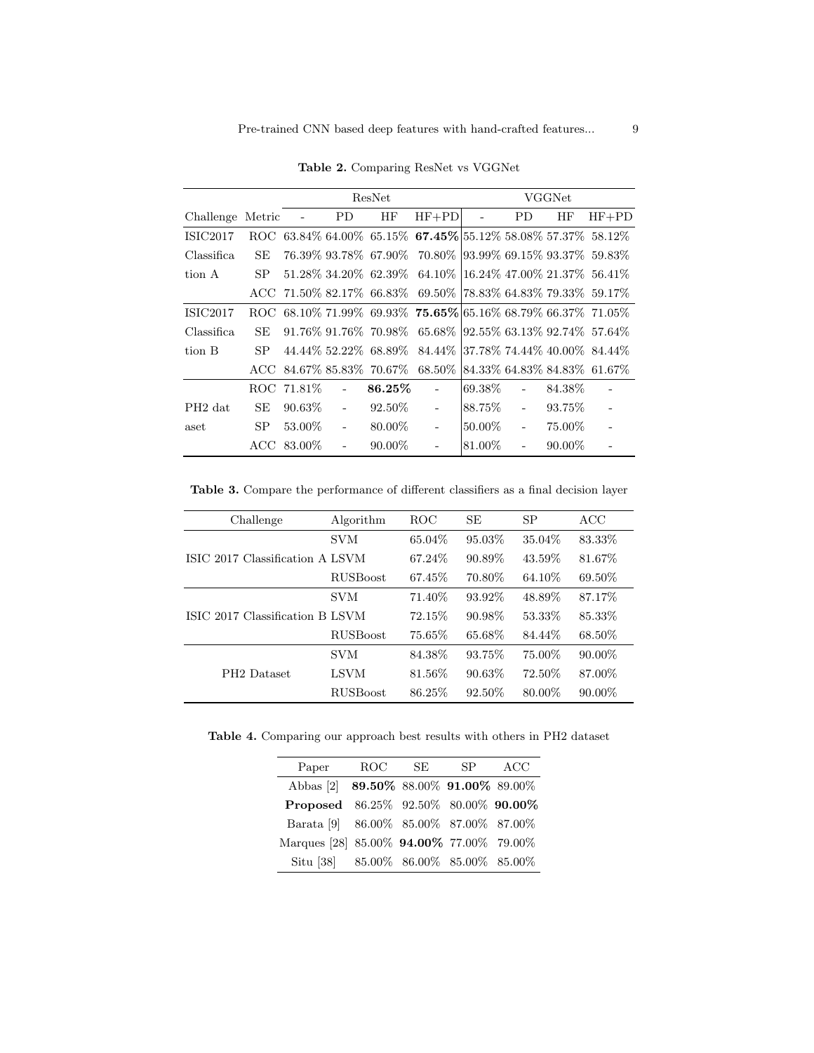**Table 2.** Comparing ResNet vs VGGNet

| | | ResNet | | | | VGGNet | | | |
|---|---|---|---|---|---|---|---|---|---|
| Challenge | Metric | - | PD | HF | HF+PD | - | PD | HF | HF+PD |
| ISIC2017 Classification A | ROC | 63.84% | 64.00% | 65.15% | **67.45%** | 55.12% | 58.08% | 57.37% | 58.12% |
| | SE | 76.39% | 93.78% | 67.90% | 70.80% | 93.99% | 69.15% | 93.37% | 59.83% |
| | SP | 51.28% | 34.20% | 62.39% | 64.10% | 16.24% | 47.00% | 21.37% | 56.41% |
| | ACC | 71.50% | 82.17% | 66.83% | 69.50% | 78.83% | 64.83% | 79.33% | 59.17% |
| ISIC2017 Classification B | ROC | 68.10% | 71.99% | 69.93% | **75.65%** | 65.16% | 68.79% | 66.37% | 71.05% |
| | SE | 91.76% | 91.76% | 70.98% | 65.68% | 92.55% | 63.13% | 92.74% | 57.64% |
| | SP | 44.44% | 52.22% | 68.89% | 84.44% | 37.78% | 74.44% | 40.00% | 84.44% |
| | ACC | 84.67% | 85.83% | 70.67% | 68.50% | 84.33% | 64.83% | 84.83% | 61.67% |
| PH2 dataset | ROC | 71.81% | - | **86.25%** | - | 69.38% | - | 84.38% | - |
| | SE | 90.63% | - | 92.50% | - | 88.75% | - | 93.75% | - |
| | SP | 53.00% | - | 80.00% | - | 50.00% | - | 75.00% | - |
| | ACC | 83.00% | - | 90.00% | - | 81.00% | - | 90.00% | - |

**Table 3.** Compare the performance of different classifiers as a final decision layer

| Challenge | Algorithm | ROC | SE | SP | ACC |
|---|---|---|---|---|---|
| ISIC 2017 Classification A | SVM | 65.04% | 95.03% | 35.04% | 83.33% |
| | LSVM | 67.24% | 90.89% | 43.59% | 81.67% |
| | RUSBoost | 67.45% | 70.80% | 64.10% | 69.50% |
| ISIC 2017 Classification B | SVM | 71.40% | 93.92% | 48.89% | 87.17% |
| | LSVM | 72.15% | 90.98% | 53.33% | 85.33% |
| | RUSBoost | 75.65% | 65.68% | 84.44% | 68.50% |
| PH2 Dataset | SVM | 84.38% | 93.75% | 75.00% | 90.00% |
| | LSVM | 81.56% | 90.63% | 72.50% | 87.00% |
| | RUSBoost | 86.25% | 92.50% | 80.00% | 90.00% |

**Table 4.** Comparing our approach best results with others in PH2 dataset

| Paper | ROC | SE | SP | ACC |
|---|---|---|---|---|
| Abbas [2] | **89.50%** | 88.00% | **91.00%** | 89.00% |
| **Proposed** | 86.25% | 92.50% | 80.00% | **90.00%** |
| Barata [9] | 86.00% | 85.00% | 87.00% | 87.00% |
| Marques [28] | 85.00% | **94.00%** | 77.00% | 79.00% |
| Situ [38] | 85.00% | 86.00% | 85.00% | 85.00% |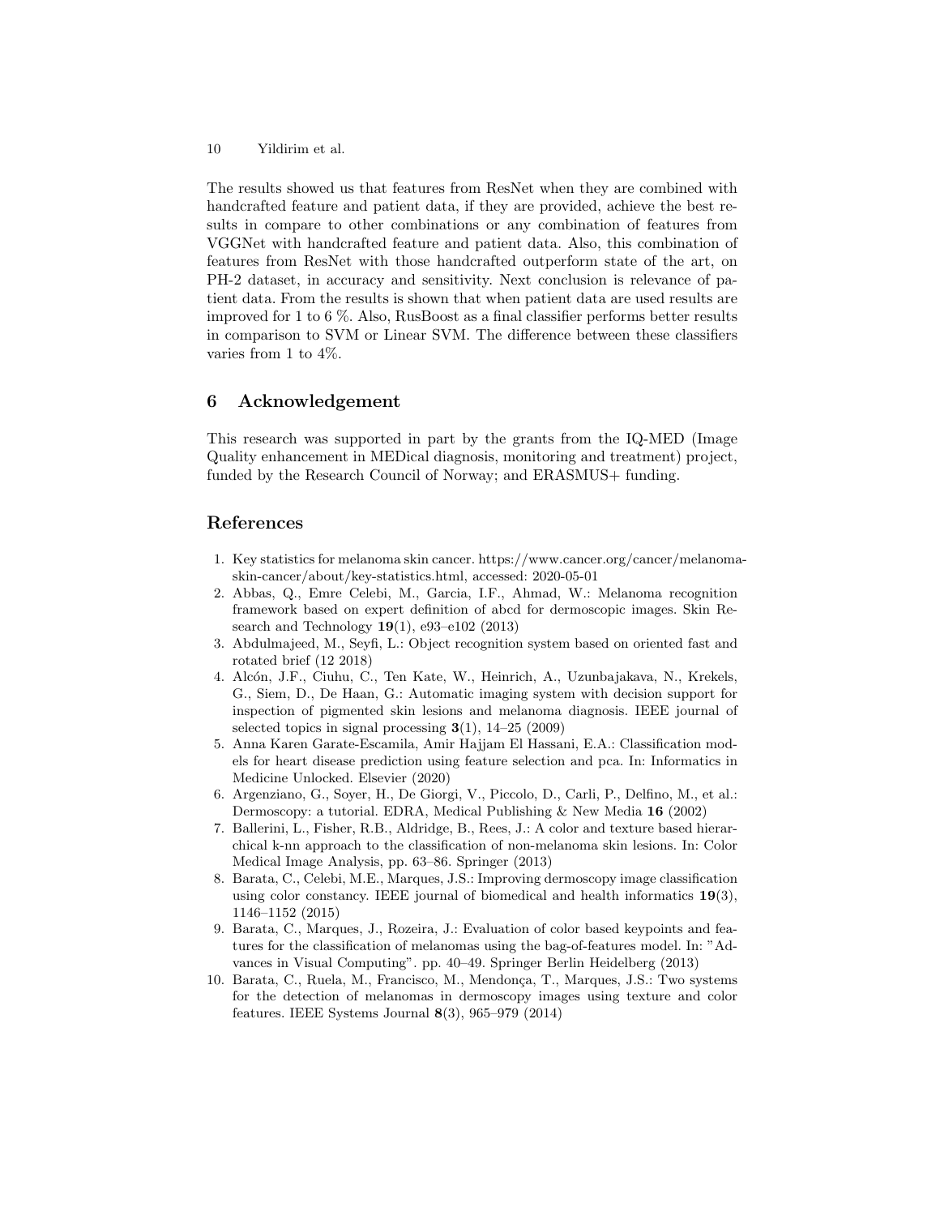The results showed us that features from ResNet when they are combined with handcrafted feature and patient data, if they are provided, achieve the best results in compare to other combinations or any combination of features from VGGNet with handcrafted feature and patient data. Also, this combination of features from ResNet with those handcrafted outperform state of the art, on PH-2 dataset, in accuracy and sensitivity. Next conclusion is relevance of patient data. From the results is shown that when patient data are used results are improved for 1 to 6 %. Also, RusBoost as a final classifier performs better results in comparison to SVM or Linear SVM. The difference between these classifiers varies from 1 to 4%.

## 6 Acknowledgement

This research was supported in part by the grants from the IQ-MED (Image Quality enhancement in MEDical diagnosis, monitoring and treatment) project, funded by the Research Council of Norway; and ERASMUS+ funding.

## References

1. Key statistics for melanoma skin cancer. https://www.cancer.org/cancer/melanoma-skin-cancer/about/key-statistics.html, accessed: 2020-05-01
2. Abbas, Q., Emre Celebi, M., Garcia, I.F., Ahmad, W.: Melanoma recognition framework based on expert definition of abcd for dermoscopic images. Skin Research and Technology **19**(1), e93–e102 (2013)
3. Abdulmajeed, M., Seyfi, L.: Object recognition system based on oriented fast and rotated brief (12 2018)
4. Alcón, J.F., Ciuhu, C., Ten Kate, W., Heinrich, A., Uzunbajakava, N., Krekels, G., Siem, D., De Haan, G.: Automatic imaging system with decision support for inspection of pigmented skin lesions and melanoma diagnosis. IEEE journal of selected topics in signal processing **3**(1), 14–25 (2009)
5. Anna Karen Garate-Escamila, Amir Hajjam El Hassani, E.A.: Classification models for heart disease prediction using feature selection and pca. In: Informatics in Medicine Unlocked. Elsevier (2020)
6. Argenziano, G., Soyer, H., De Giorgi, V., Piccolo, D., Carli, P., Delfino, M., et al.: Dermoscopy: a tutorial. EDRA, Medical Publishing & New Media **16** (2002)
7. Ballerini, L., Fisher, R.B., Aldridge, B., Rees, J.: A color and texture based hierarchical k-nn approach to the classification of non-melanoma skin lesions. In: Color Medical Image Analysis, pp. 63–86. Springer (2013)
8. Barata, C., Celebi, M.E., Marques, J.S.: Improving dermoscopy image classification using color constancy. IEEE journal of biomedical and health informatics **19**(3), 1146–1152 (2015)
9. Barata, C., Marques, J., Rozeira, J.: Evaluation of color based keypoints and features for the classification of melanomas using the bag-of-features model. In: "Advances in Visual Computing". pp. 40–49. Springer Berlin Heidelberg (2013)
10. Barata, C., Ruela, M., Francisco, M., Mendonça, T., Marques, J.S.: Two systems for the detection of melanomas in dermoscopy images using texture and color features. IEEE Systems Journal **8**(3), 965–979 (2014)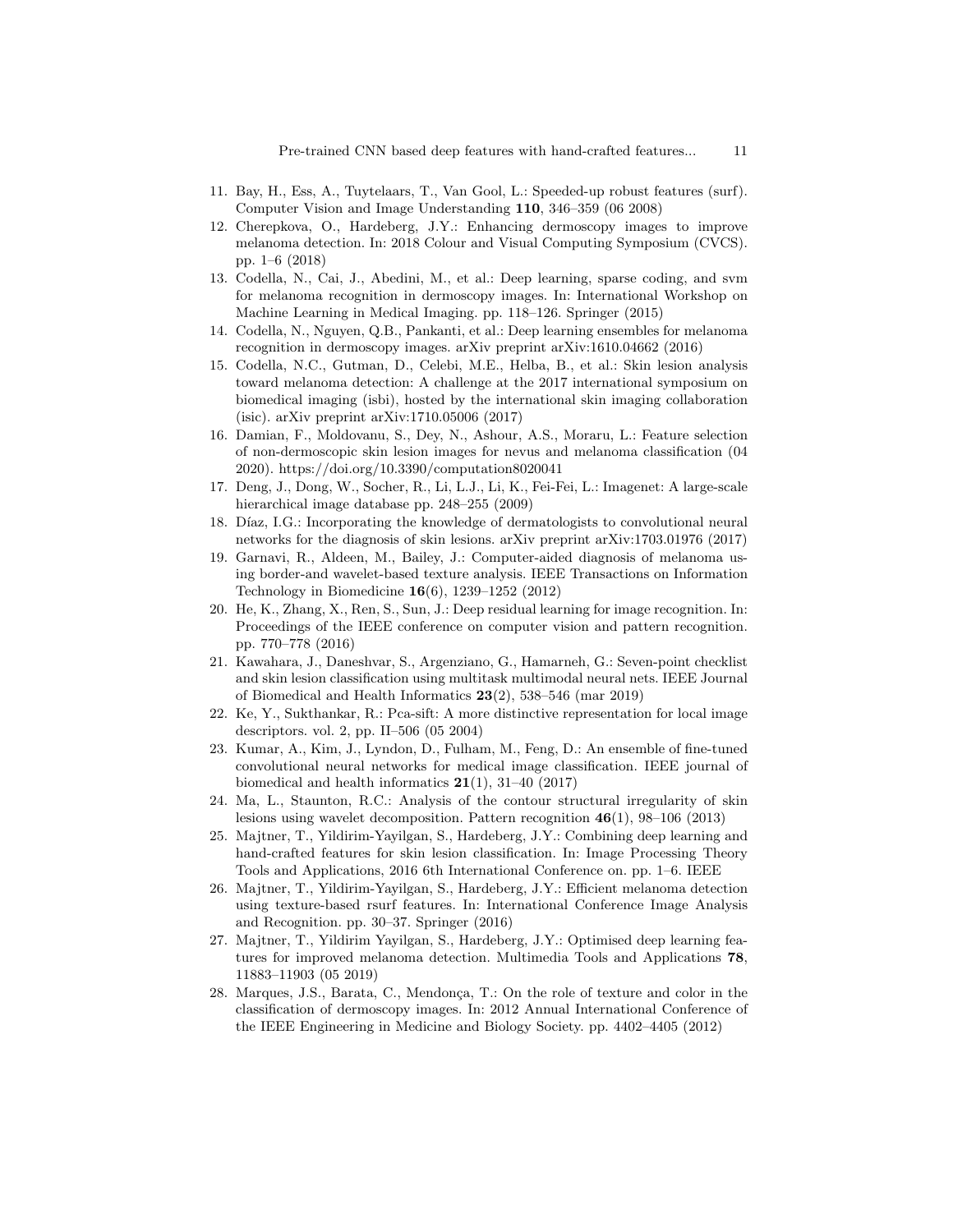11. Bay, H., Ess, A., Tuytelaars, T., Van Gool, L.: Speeded-up robust features (surf). Computer Vision and Image Understanding **110**, 346–359 (06 2008)
12. Cherepkova, O., Hardeberg, J.Y.: Enhancing dermoscopy images to improve melanoma detection. In: 2018 Colour and Visual Computing Symposium (CVCS). pp. 1–6 (2018)
13. Codella, N., Cai, J., Abedini, M., et al.: Deep learning, sparse coding, and svm for melanoma recognition in dermoscopy images. In: International Workshop on Machine Learning in Medical Imaging. pp. 118–126. Springer (2015)
14. Codella, N., Nguyen, Q.B., Pankanti, et al.: Deep learning ensembles for melanoma recognition in dermoscopy images. arXiv preprint arXiv:1610.04662 (2016)
15. Codella, N.C., Gutman, D., Celebi, M.E., Helba, B., et al.: Skin lesion analysis toward melanoma detection: A challenge at the 2017 international symposium on biomedical imaging (isbi), hosted by the international skin imaging collaboration (isic). arXiv preprint arXiv:1710.05006 (2017)
16. Damian, F., Moldovanu, S., Dey, N., Ashour, A.S., Moraru, L.: Feature selection of non-dermoscopic skin lesion images for nevus and melanoma classification (04 2020). https://doi.org/10.3390/computation8020041
17. Deng, J., Dong, W., Socher, R., Li, L.J., Li, K., Fei-Fei, L.: Imagenet: A large-scale hierarchical image database pp. 248–255 (2009)
18. Díaz, I.G.: Incorporating the knowledge of dermatologists to convolutional neural networks for the diagnosis of skin lesions. arXiv preprint arXiv:1703.01976 (2017)
19. Garnavi, R., Aldeen, M., Bailey, J.: Computer-aided diagnosis of melanoma using border-and wavelet-based texture analysis. IEEE Transactions on Information Technology in Biomedicine **16**(6), 1239–1252 (2012)
20. He, K., Zhang, X., Ren, S., Sun, J.: Deep residual learning for image recognition. In: Proceedings of the IEEE conference on computer vision and pattern recognition. pp. 770–778 (2016)
21. Kawahara, J., Daneshvar, S., Argenziano, G., Hamarneh, G.: Seven-point checklist and skin lesion classification using multitask multimodal neural nets. IEEE Journal of Biomedical and Health Informatics **23**(2), 538–546 (mar 2019)
22. Ke, Y., Sukthankar, R.: Pca-sift: A more distinctive representation for local image descriptors. vol. 2, pp. II–506 (05 2004)
23. Kumar, A., Kim, J., Lyndon, D., Fulham, M., Feng, D.: An ensemble of fine-tuned convolutional neural networks for medical image classification. IEEE journal of biomedical and health informatics **21**(1), 31–40 (2017)
24. Ma, L., Staunton, R.C.: Analysis of the contour structural irregularity of skin lesions using wavelet decomposition. Pattern recognition **46**(1), 98–106 (2013)
25. Majtner, T., Yildirim-Yayilgan, S., Hardeberg, J.Y.: Combining deep learning and hand-crafted features for skin lesion classification. In: Image Processing Theory Tools and Applications, 2016 6th International Conference on. pp. 1–6. IEEE
26. Majtner, T., Yildirim-Yayilgan, S., Hardeberg, J.Y.: Efficient melanoma detection using texture-based rsurf features. In: International Conference Image Analysis and Recognition. pp. 30–37. Springer (2016)
27. Majtner, T., Yildirim Yayilgan, S., Hardeberg, J.Y.: Optimised deep learning features for improved melanoma detection. Multimedia Tools and Applications **78**, 11883–11903 (05 2019)
28. Marques, J.S., Barata, C., Mendonça, T.: On the role of texture and color in the classification of dermoscopy images. In: 2012 Annual International Conference of the IEEE Engineering in Medicine and Biology Society. pp. 4402–4405 (2012)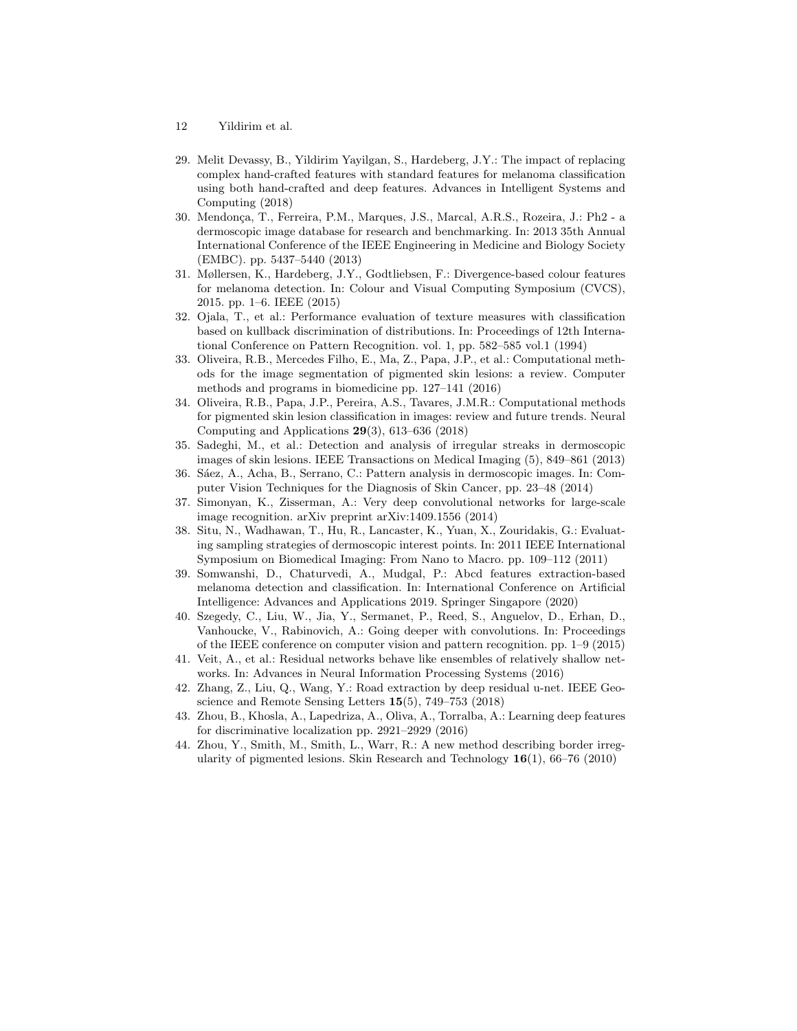29. Melit Devassy, B., Yildirim Yayilgan, S., Hardeberg, J.Y.: The impact of replacing complex hand-crafted features with standard features for melanoma classification using both hand-crafted and deep features. Advances in Intelligent Systems and Computing (2018)
30. Mendonça, T., Ferreira, P.M., Marques, J.S., Marcal, A.R.S., Rozeira, J.: Ph2 - a dermoscopic image database for research and benchmarking. In: 2013 35th Annual International Conference of the IEEE Engineering in Medicine and Biology Society (EMBC). pp. 5437–5440 (2013)
31. Møllersen, K., Hardeberg, J.Y., Godtliebsen, F.: Divergence-based colour features for melanoma detection. In: Colour and Visual Computing Symposium (CVCS), 2015. pp. 1–6. IEEE (2015)
32. Ojala, T., et al.: Performance evaluation of texture measures with classification based on kullback discrimination of distributions. In: Proceedings of 12th International Conference on Pattern Recognition. vol. 1, pp. 582–585 vol.1 (1994)
33. Oliveira, R.B., Mercedes Filho, E., Ma, Z., Papa, J.P., et al.: Computational methods for the image segmentation of pigmented skin lesions: a review. Computer methods and programs in biomedicine pp. 127–141 (2016)
34. Oliveira, R.B., Papa, J.P., Pereira, A.S., Tavares, J.M.R.: Computational methods for pigmented skin lesion classification in images: review and future trends. Neural Computing and Applications **29**(3), 613–636 (2018)
35. Sadeghi, M., et al.: Detection and analysis of irregular streaks in dermoscopic images of skin lesions. IEEE Transactions on Medical Imaging (5), 849–861 (2013)
36. Sáez, A., Acha, B., Serrano, C.: Pattern analysis in dermoscopic images. In: Computer Vision Techniques for the Diagnosis of Skin Cancer, pp. 23–48 (2014)
37. Simonyan, K., Zisserman, A.: Very deep convolutional networks for large-scale image recognition. arXiv preprint arXiv:1409.1556 (2014)
38. Situ, N., Wadhawan, T., Hu, R., Lancaster, K., Yuan, X., Zouridakis, G.: Evaluating sampling strategies of dermoscopic interest points. In: 2011 IEEE International Symposium on Biomedical Imaging: From Nano to Macro. pp. 109–112 (2011)
39. Somwanshi, D., Chaturvedi, A., Mudgal, P.: Abcd features extraction-based melanoma detection and classification. In: International Conference on Artificial Intelligence: Advances and Applications 2019. Springer Singapore (2020)
40. Szegedy, C., Liu, W., Jia, Y., Sermanet, P., Reed, S., Anguelov, D., Erhan, D., Vanhoucke, V., Rabinovich, A.: Going deeper with convolutions. In: Proceedings of the IEEE conference on computer vision and pattern recognition. pp. 1–9 (2015)
41. Veit, A., et al.: Residual networks behave like ensembles of relatively shallow networks. In: Advances in Neural Information Processing Systems (2016)
42. Zhang, Z., Liu, Q., Wang, Y.: Road extraction by deep residual u-net. IEEE Geoscience and Remote Sensing Letters **15**(5), 749–753 (2018)
43. Zhou, B., Khosla, A., Lapedriza, A., Oliva, A., Torralba, A.: Learning deep features for discriminative localization pp. 2921–2929 (2016)
44. Zhou, Y., Smith, M., Smith, L., Warr, R.: A new method describing border irregularity of pigmented lesions. Skin Research and Technology **16**(1), 66–76 (2010)